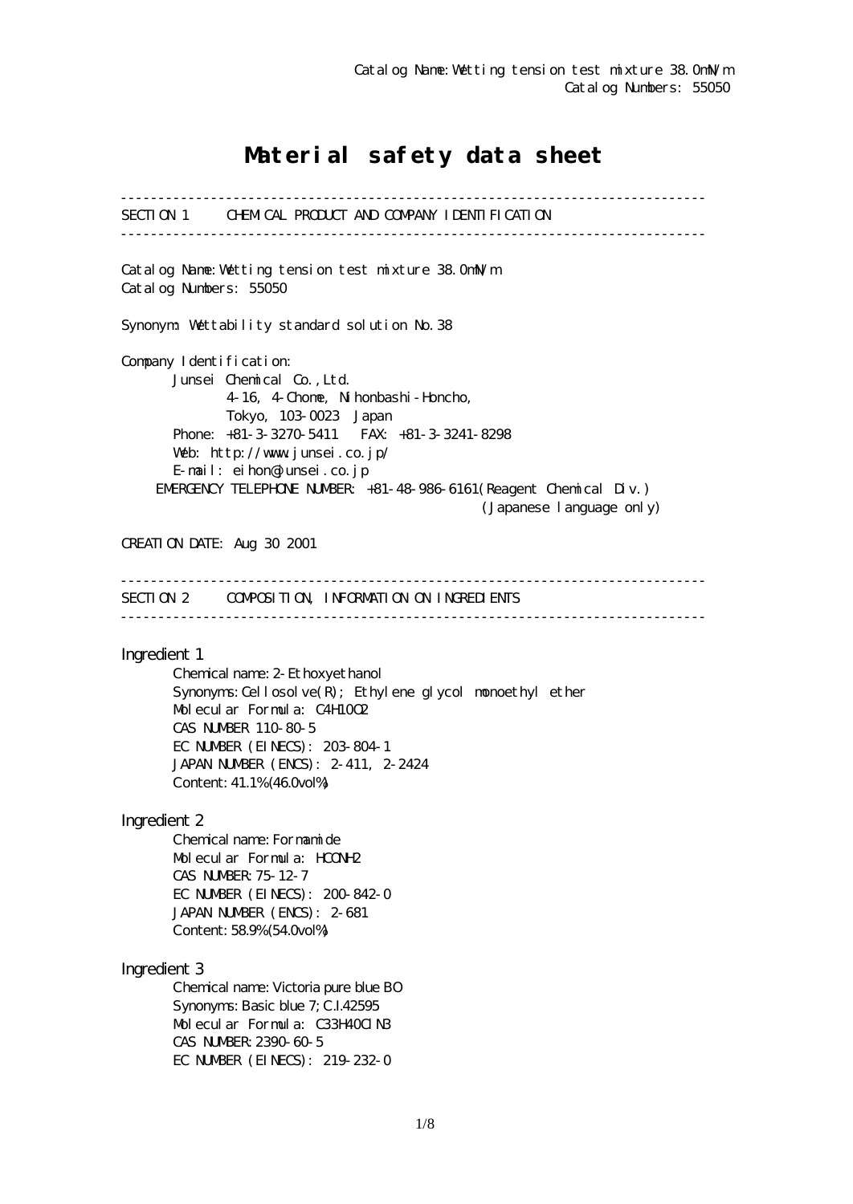Catalog Name: Wetting tension test mixture 38.0mN/m
Catalog Numbers: 55050

# Material safety data sheet

---

## SECTION 1 CHEMICAL PRODUCT AND COMPANY IDENTIFICATION

---

Catalog Name: Wetting tension test mixture 38.0mN/m
Catalog Numbers: 55050

Synonym: Wettability standard solution No.38

Company Identification:
Junsei Chemical Co.,Ltd.
4-16, 4-Chome, Nihonbashi-Honcho,
Tokyo, 103-0023 Japan
Phone: +81-3-3270-5411 FAX: +81-3-3241-8298
Web: http://www.junsei.co.jp/
E-mail: eihon@junsei.co.jp
EMERGENCY TELEPHONE NUMBER: +81-48-986-6161(Reagent Chemical Div.)
(Japanese language only)

CREATION DATE: Aug 30 2001

---

## SECTION 2 COMPOSITION, INFORMATION ON INGREDIENTS

---

**Ingredient 1**

Chemical name: 2-Ethoxyethanol
Synonyms: Cellosolve(R); Ethylene glycol monoethyl ether
Molecular Formula: $C_4H_{10}O_2$
CAS NUMBER 110-80-5
EC NUMBER (EINECS): 203-804-1
JAPAN NUMBER (ENCS): 2-411, 2-2424
Content: 41.1%(46.0vol%)

**Ingredient 2**

Chemical name: Formamide
Molecular Formula: $HCONH_2$
CAS NUMBER: 75-12-7
EC NUMBER (EINECS): 200-842-0
JAPAN NUMBER (ENCS): 2-681
Content: 58.9%(54.0vol%)

**Ingredient 3**

Chemical name: Victoria pure blue BO
Synonyms: Basic blue 7; C.I.42595
Molecular Formula: $C_{33}H_{40}ClN_3$
CAS NUMBER: 2390-60-5
EC NUMBER (EINECS): 219-232-0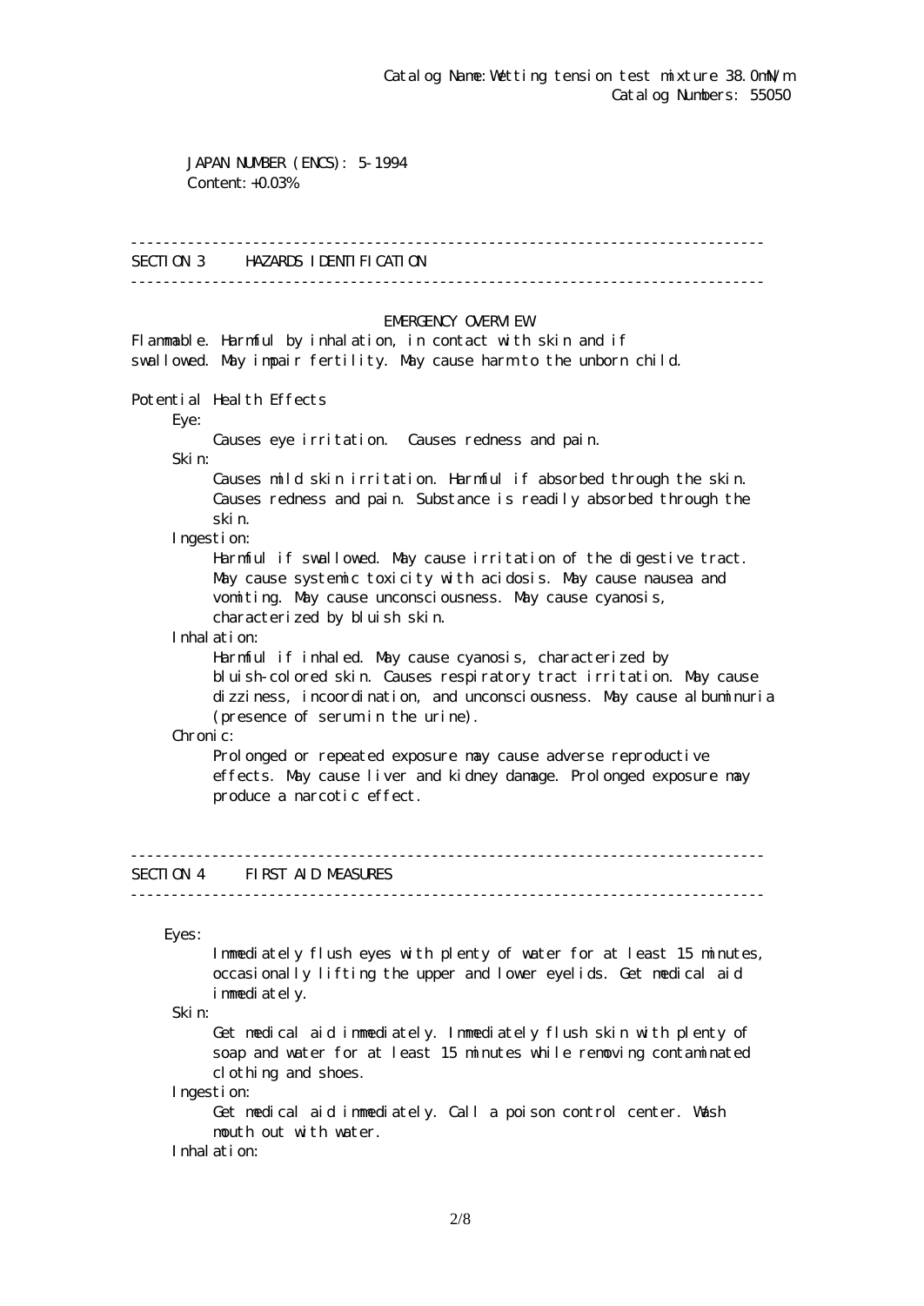Catalog Name: Wetting tension test mixture 38.0mN/m
Catalog Numbers: 55050

JAPAN NUMBER (ENCS): 5-1994
Content: +0.03%

---

## SECTION 3 HAZARDS IDENTIFICATION

---

### EMERGENCY OVERVIEW

Flammable. Harmful by inhalation, in contact with skin and if swallowed. May impair fertility. May cause harm to the unborn child.

**Potential Health Effects**

Eye:

Causes eye irritation. Causes redness and pain.

Skin:

Causes mild skin irritation. Harmful if absorbed through the skin. Causes redness and pain. Substance is readily absorbed through the skin.

Ingestion:

Harmful if swallowed. May cause irritation of the digestive tract. May cause systemic toxicity with acidosis. May cause nausea and vomiting. May cause unconsciousness. May cause cyanosis, characterized by bluish skin.

Inhalation:

Harmful if inhaled. May cause cyanosis, characterized by bluish-colored skin. Causes respiratory tract irritation. May cause dizziness, incoordination, and unconsciousness. May cause albuminuria (presence of serum in the urine).

Chronic:

Prolonged or repeated exposure may cause adverse reproductive effects. May cause liver and kidney damage. Prolonged exposure may produce a narcotic effect.

---

## SECTION 4 FIRST AID MEASURES

---

Eyes:

Immediately flush eyes with plenty of water for at least 15 minutes, occasionally lifting the upper and lower eyelids. Get medical aid immediately.

Skin:

Get medical aid immediately. Immediately flush skin with plenty of soap and water for at least 15 minutes while removing contaminated clothing and shoes.

Ingestion:

Get medical aid immediately. Call a poison control center. Wash mouth out with water.

Inhalation: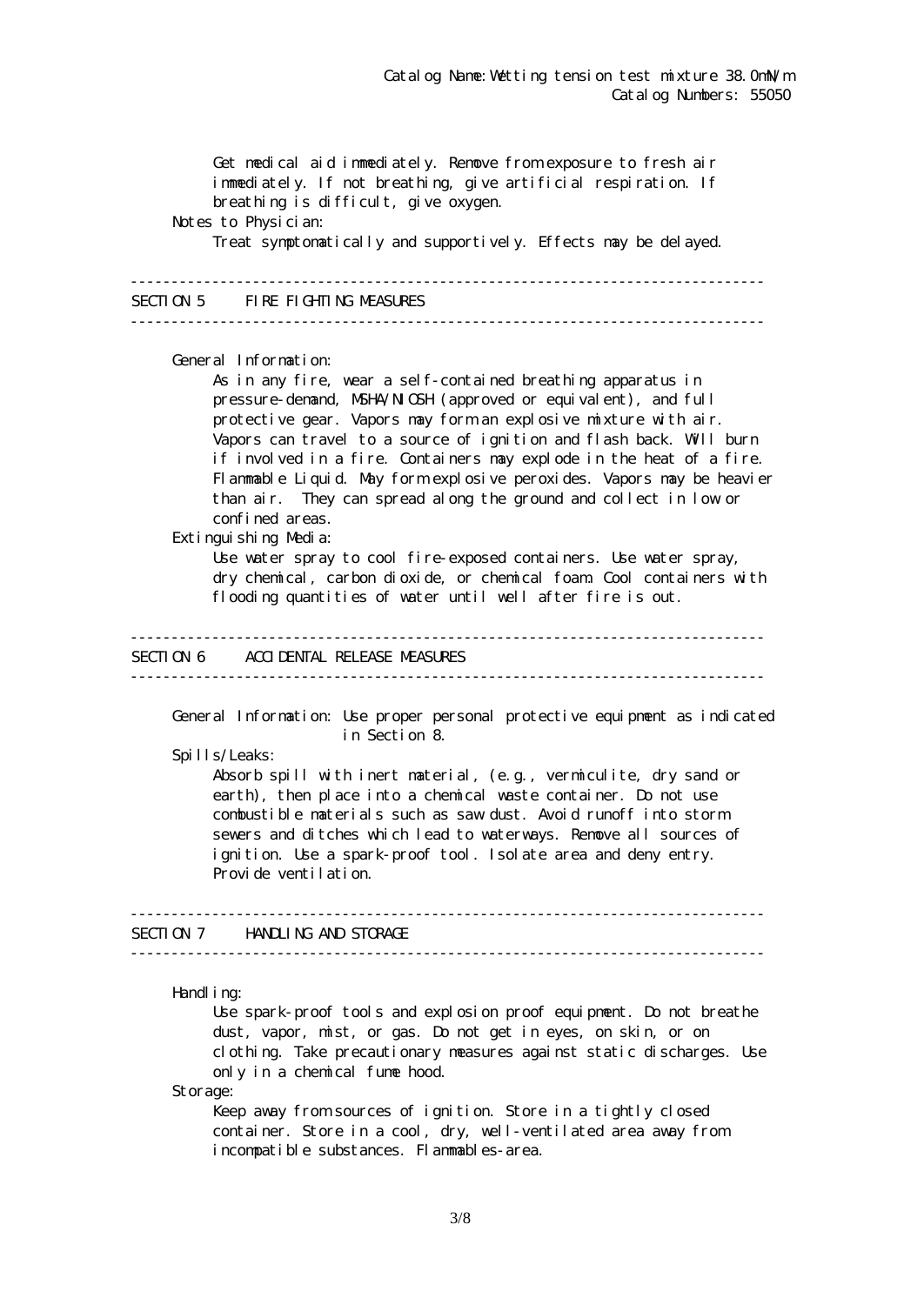Get medical aid immediately. Remove from exposure to fresh air immediately. If not breathing, give artificial respiration. If breathing is difficult, give oxygen.

Notes to Physician:
Treat symptomatically and supportively. Effects may be delayed.

## SECTION 5 FIRE FIGHTING MEASURES

General Information:
As in any fire, wear a self-contained breathing apparatus in pressure-demand, MSHA/NIOSH (approved or equivalent), and full protective gear. Vapors may form an explosive mixture with air. Vapors can travel to a source of ignition and flash back. Will burn if involved in a fire. Containers may explode in the heat of a fire. Flammable Liquid. May form explosive peroxides. Vapors may be heavier than air. They can spread along the ground and collect in low or confined areas.

Extinguishing Media:
Use water spray to cool fire-exposed containers. Use water spray, dry chemical, carbon dioxide, or chemical foam. Cool containers with flooding quantities of water until well after fire is out.

## SECTION 6 ACCIDENTAL RELEASE MEASURES

General Information: Use proper personal protective equipment as indicated in Section 8.

Spills/Leaks:
Absorb spill with inert material, (e.g., vermiculite, dry sand or earth), then place into a chemical waste container. Do not use combustible materials such as saw dust. Avoid runoff into storm sewers and ditches which lead to waterways. Remove all sources of ignition. Use a spark-proof tool. Isolate area and deny entry. Provide ventilation.

## SECTION 7 HANDLING AND STORAGE

Handling:
Use spark-proof tools and explosion proof equipment. Do not breathe dust, vapor, mist, or gas. Do not get in eyes, on skin, or on clothing. Take precautionary measures against static discharges. Use only in a chemical fume hood.

Storage:
Keep away from sources of ignition. Store in a tightly closed container. Store in a cool, dry, well-ventilated area away from incompatible substances. Flammables-area.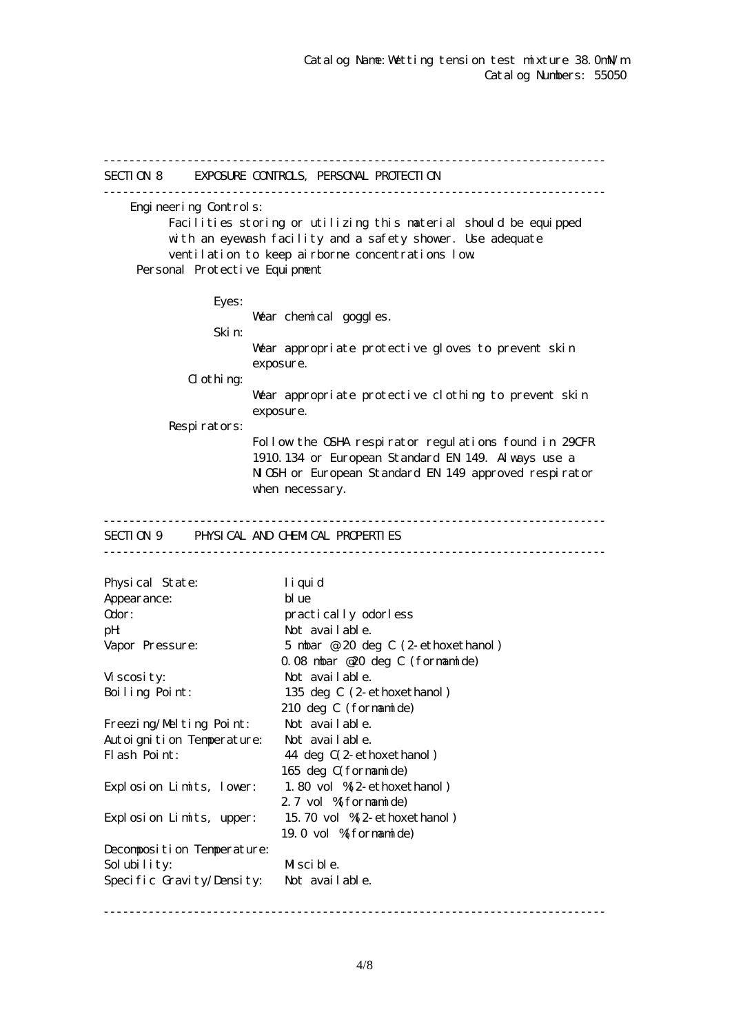Catalog Name: Wetting tension test mixture 38.0mN/m
Catalog Numbers: 55050

---

## SECTION 8 EXPOSURE CONTROLS, PERSONAL PROTECTION

---

**Engineering Controls:**

Facilities storing or utilizing this material should be equipped with an eyewash facility and a safety shower. Use adequate ventilation to keep airborne concentrations low.

**Personal Protective Equipment**

**Eyes:**
Wear chemical goggles.

**Skin:**
Wear appropriate protective gloves to prevent skin exposure.

**Clothing:**
Wear appropriate protective clothing to prevent skin exposure.

**Respirators:**
Follow the OSHA respirator regulations found in 29CFR 1910.134 or European Standard EN 149. Always use a NIOSH or European Standard EN 149 approved respirator when necessary.

---

## SECTION 9 PHYSICAL AND CHEMICAL PROPERTIES

---

| Property | Value |
|---|---|
| Physical State: | liquid |
| Appearance: | blue |
| Odor: | practically odorless |
| pH: | Not available. |
| Vapor Pressure: | 5 mbar @ 20 deg C (2-ethoxethanol)<br>0.08 mbar @20 deg C (formamide) |
| Viscosity: | Not available. |
| Boiling Point: | 135 deg C (2-ethoxethanol)<br>210 deg C (formamide) |
| Freezing/Melting Point: | Not available. |
| Autoignition Temperature: | Not available. |
| Flash Point: | 44 deg C(2-ethoxethanol)<br>165 deg C(formamide) |
| Explosion Limits, lower: | 1.80 vol %(2-ethoxethanol)<br>2.7 vol %(formamide) |
| Explosion Limits, upper: | 15.70 vol %(2-ethoxethanol)<br>19.0 vol %(formamide) |
| Decomposition Temperature: | |
| Solubility: | Miscible. |
| Specific Gravity/Density: | Not available. |

---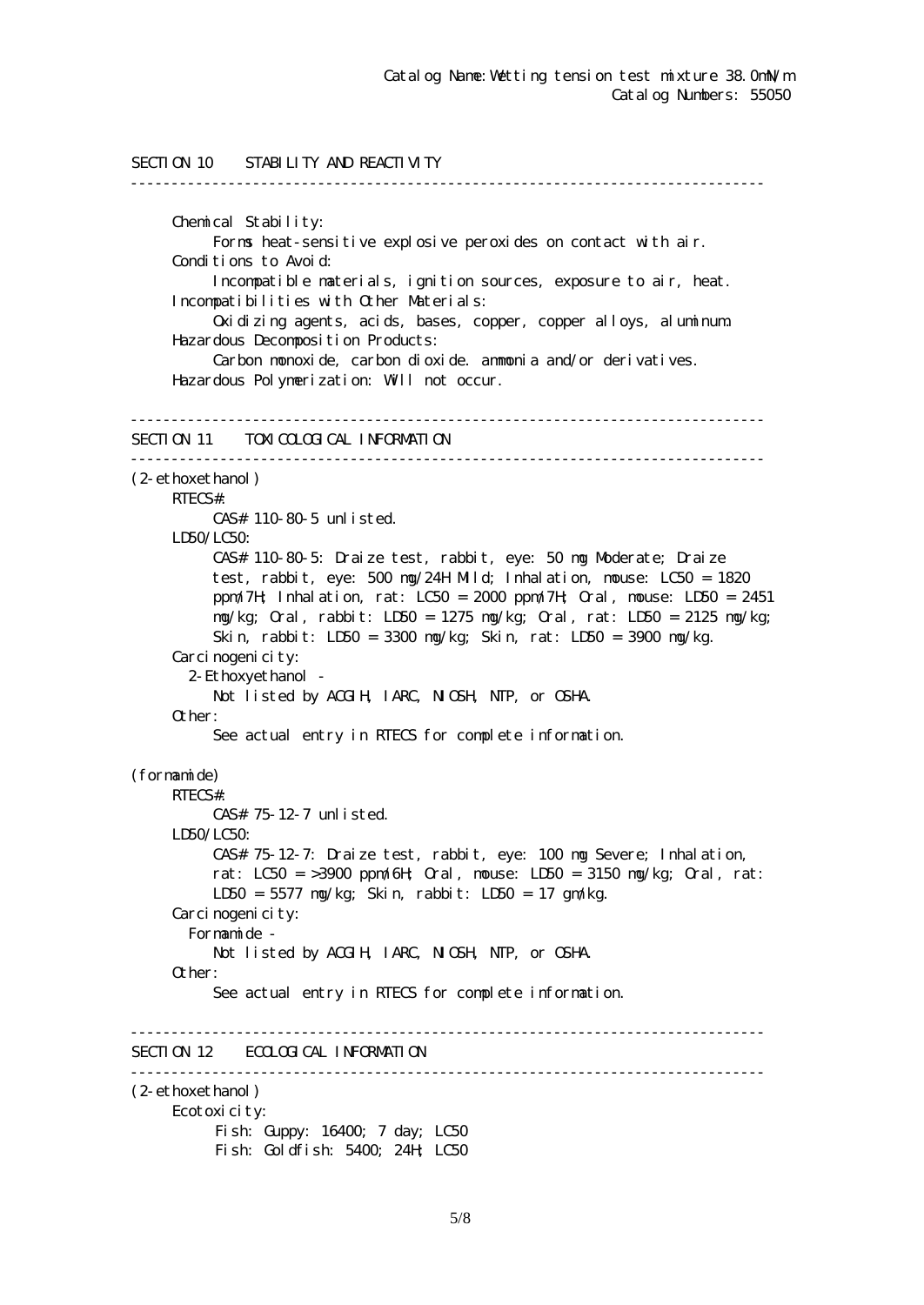Catalog Name: Wetting tension test mixture 38.0mN/m
Catalog Numbers: 55050

## SECTION 10 STABILITY AND REACTIVITY

**Chemical Stability:**
Forms heat-sensitive explosive peroxides on contact with air.

**Conditions to Avoid:**
Incompatible materials, ignition sources, exposure to air, heat.

**Incompatibilities with Other Materials:**
Oxidizing agents, acids, bases, copper, copper alloys, aluminum.

**Hazardous Decomposition Products:**
Carbon monoxide, carbon dioxide. ammonia and/or derivatives.

**Hazardous Polymerization:** Will not occur.

## SECTION 11 TOXICOLOGICAL INFORMATION

(2-ethoxethanol)

**RTECS#:**
CAS# 110-80-5 unlisted.

**LD50/LC50:**
CAS# 110-80-5: Draize test, rabbit, eye: 50 mg Moderate; Draize test, rabbit, eye: 500 mg/24H Mild; Inhalation, mouse: LC50 = 1820 ppm/7H; Inhalation, rat: LC50 = 2000 ppm/7H; Oral, mouse: LD50 = 2451 mg/kg; Oral, rabbit: LD50 = 1275 mg/kg; Oral, rat: LD50 = 2125 mg/kg; Skin, rabbit: LD50 = 3300 mg/kg; Skin, rat: LD50 = 3900 mg/kg.

**Carcinogenicity:**
2-Ethoxyethanol -
Not listed by ACGIH, IARC, NIOSH, NTP, or OSHA.

**Other:**
See actual entry in RTECS for complete information.

(formamide)

**RTECS#:**
CAS# 75-12-7 unlisted.

**LD50/LC50:**
CAS# 75-12-7: Draize test, rabbit, eye: 100 mg Severe; Inhalation, rat: LC50 = >3900 ppm/6H; Oral, mouse: LD50 = 3150 mg/kg; Oral, rat: LD50 = 5577 mg/kg; Skin, rabbit: LD50 = 17 gm/kg.

**Carcinogenicity:**
Formamide -
Not listed by ACGIH, IARC, NIOSH, NTP, or OSHA.

**Other:**
See actual entry in RTECS for complete information.

## SECTION 12 ECOLOGICAL INFORMATION

(2-ethoxethanol)

**Ecotoxicity:**
Fish: Guppy: 16400; 7 day; LC50
Fish: Goldfish: 5400; 24H; LC50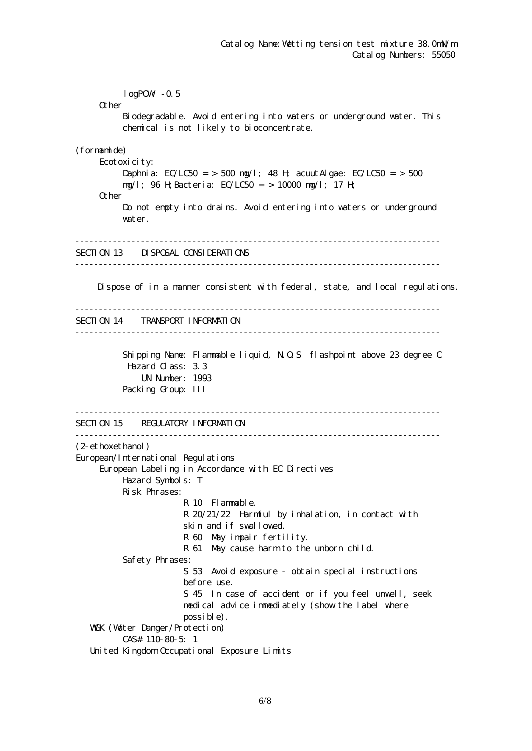logPOW: -0.5

Other

Biodegradable. Avoid entering into waters or underground water. This chemical is not likely to bioconcentrate.

(formamide)

Ecotoxicity:

Daphnia: EC/LC50 = > 500 mg/l; 48 H; acuutAlgae: EC/LC50 = > 500 mg/l; 96 H;Bacteria: EC/LC50 = > 10000 mg/l; 17 H;

Other

Do not empty into drains. Avoid entering into waters or underground water.

---

## SECTION 13 DISPOSAL CONSIDERATIONS

---

Dispose of in a manner consistent with federal, state, and local regulations.

---

## SECTION 14 TRANSPORT INFORMATION

---

Shipping Name: Flammable liquid, N.O.S flashpoint above 23 degree C
Hazard Class: 3.3
UN Number: 1993
Packing Group: III

---

## SECTION 15 REGULATORY INFORMATION

---

(2-ethoxethanol)

European/International Regulations

European Labeling in Accordance with EC Directives

Hazard Symbols: T

Risk Phrases:

R 10 Flammable.
R 20/21/22 Harmful by inhalation, in contact with skin and if swallowed.
R 60 May impair fertility.
R 61 May cause harm to the unborn child.

Safety Phrases:

S 53 Avoid exposure - obtain special instructions before use.
S 45 In case of accident or if you feel unwell, seek medical advice immediately (show the label where possible).

WGK (Water Danger/Protection)

CAS# 110-80-5: 1

United Kingdom Occupational Exposure Limits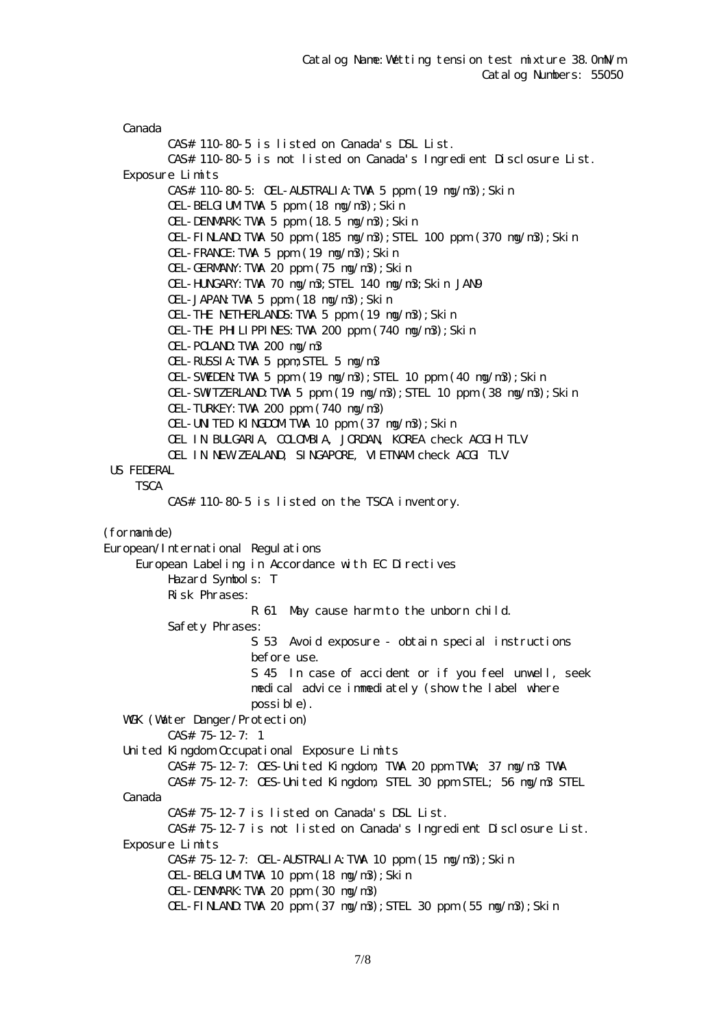Catalog Name: Wetting tension test mixture 38.0mN/m
Catalog Numbers: 55050

Canada

CAS# 110-80-5 is listed on Canada's DSL List.
CAS# 110-80-5 is not listed on Canada's Ingredient Disclosure List.

Exposure Limits

CAS# 110-80-5: OEL-AUSTRALIA:TWA 5 ppm (19 mg/m3);Skin
OEL-BELGIUM:TWA 5 ppm (18 mg/m3);Skin
OEL-DENMARK:TWA 5 ppm (18.5 mg/m3);Skin
OEL-FINLAND:TWA 50 ppm (185 mg/m3);STEL 100 ppm (370 mg/m3);Skin
OEL-FRANCE:TWA 5 ppm (19 mg/m3);Skin
OEL-GERMANY:TWA 20 ppm (75 mg/m3);Skin
OEL-HUNGARY:TWA 70 mg/m3;STEL 140 mg/m3;Skin JAN9
OEL-JAPAN:TWA 5 ppm (18 mg/m3);Skin
OEL-THE NETHERLANDS:TWA 5 ppm (19 mg/m3);Skin
OEL-THE PHILIPPINES:TWA 200 ppm (740 mg/m3);Skin
OEL-POLAND:TWA 200 mg/m3
OEL-RUSSIA:TWA 5 ppm;STEL 5 mg/m3
OEL-SWEDEN:TWA 5 ppm (19 mg/m3);STEL 10 ppm (40 mg/m3);Skin
OEL-SWITZERLAND:TWA 5 ppm (19 mg/m3);STEL 10 ppm (38 mg/m3);Skin
OEL-TURKEY:TWA 200 ppm (740 mg/m3)
OEL-UNITED KINGDOM:TWA 10 ppm (37 mg/m3);Skin
OEL IN BULGARIA, COLOMBIA, JORDAN, KOREA check ACGIH TLV
OEL IN NEW ZEALAND, SINGAPORE, VIETNAM check ACGI TLV

US FEDERAL

TSCA

CAS# 110-80-5 is listed on the TSCA inventory.

(formamide)

European/International Regulations

European Labeling in Accordance with EC Directives

Hazard Symbols: T

Risk Phrases:

R 61 May cause harm to the unborn child.

Safety Phrases:

S 53 Avoid exposure - obtain special instructions before use.
S 45 In case of accident or if you feel unwell, seek medical advice immediately (show the label where possible).

WGK (Water Danger/Protection)

CAS# 75-12-7: 1

United Kingdom Occupational Exposure Limits

CAS# 75-12-7: OES-United Kingdom, TWA 20 ppm TWA; 37 mg/m3 TWA
CAS# 75-12-7: OES-United Kingdom, STEL 30 ppm STEL; 56 mg/m3 STEL

Canada

CAS# 75-12-7 is listed on Canada's DSL List.
CAS# 75-12-7 is not listed on Canada's Ingredient Disclosure List.

Exposure Limits

CAS# 75-12-7: OEL-AUSTRALIA:TWA 10 ppm (15 mg/m3);Skin
OEL-BELGIUM:TWA 10 ppm (18 mg/m3);Skin
OEL-DENMARK:TWA 20 ppm (30 mg/m3)
OEL-FINLAND:TWA 20 ppm (37 mg/m3);STEL 30 ppm (55 mg/m3);Skin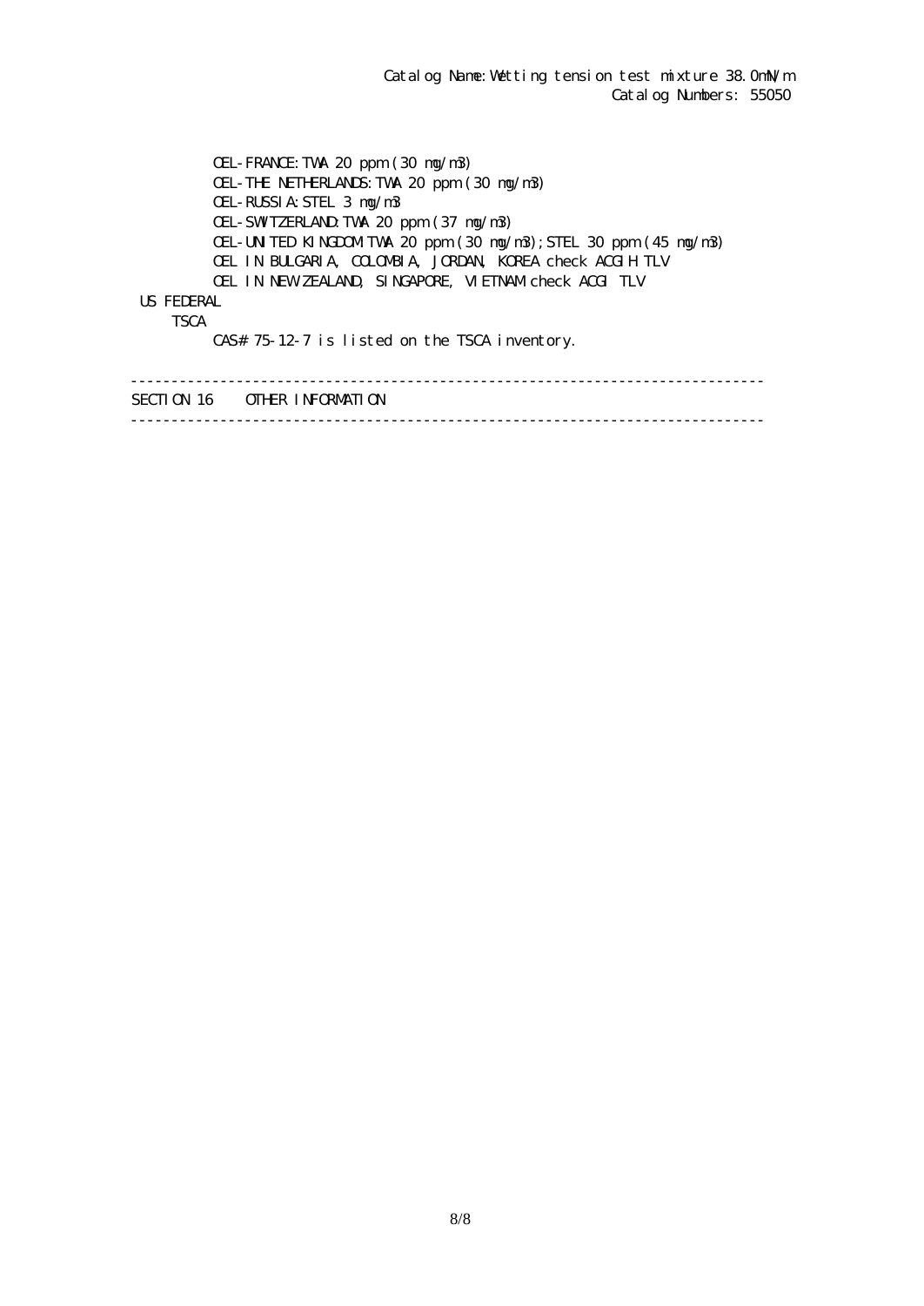OEL-FRANCE:TWA 20 ppm (30 mg/m3)
OEL-THE NETHERLANDS:TWA 20 ppm (30 mg/m3)
OEL-RUSSIA:STEL 3 mg/m3
OEL-SWITZERLAND:TWA 20 ppm (37 mg/m3)
OEL-UNITED KINGDOM:TWA 20 ppm (30 mg/m3);STEL 30 ppm (45 mg/m3)
OEL IN BULGARIA, COLOMBIA, JORDAN, KOREA check ACGIH TLV
OEL IN NEW ZEALAND, SINGAPORE, VIETNAM check ACGI TLV

US FEDERAL

TSCA

CAS# 75-12-7 is listed on the TSCA inventory.

---

## SECTION 16 OTHER INFORMATION

---